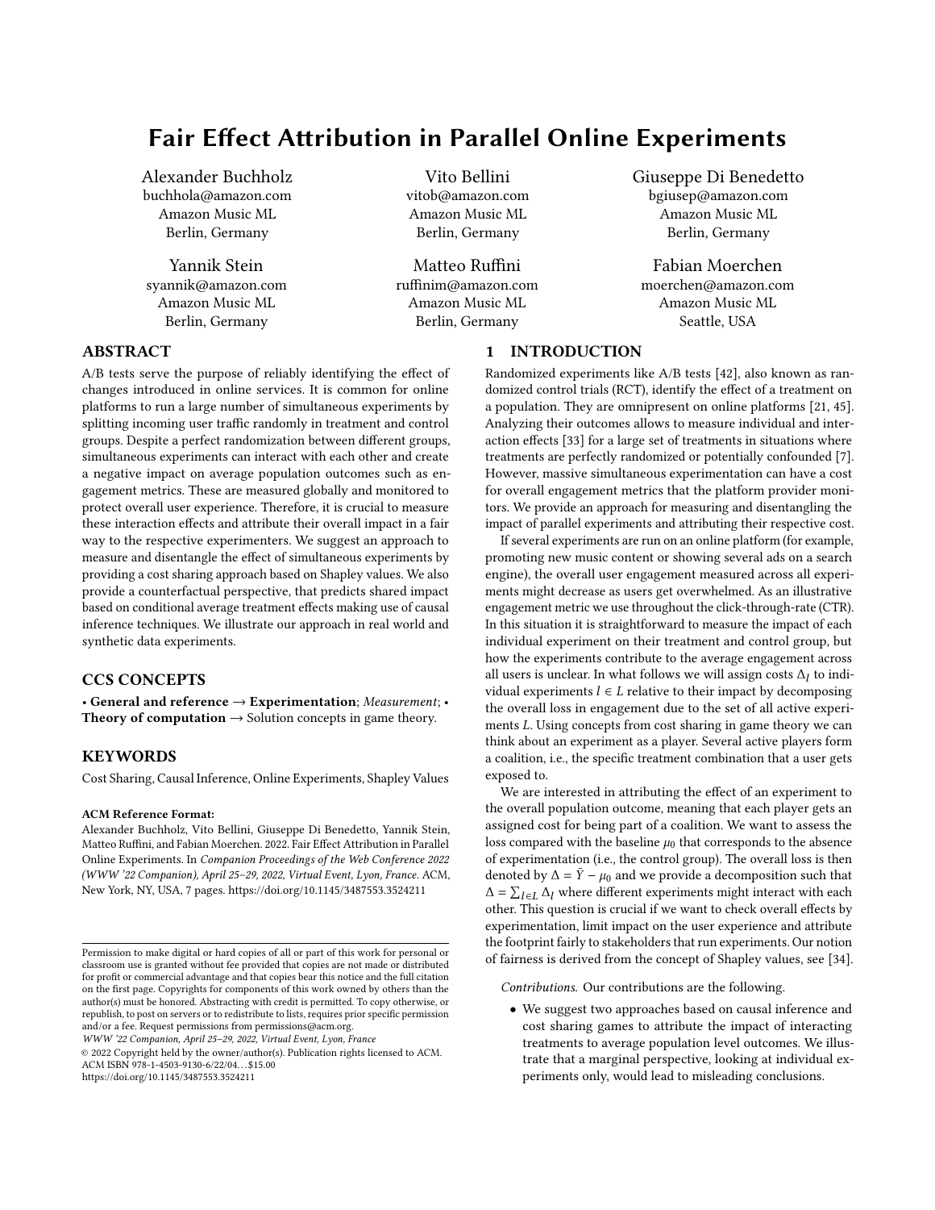# Fair Effect Attribution in Parallel Online Experiments

Alexander Buchholz
buchhola@amazon.com
Amazon Music ML
Berlin, Germany

Vito Bellini
vitob@amazon.com
Amazon Music ML
Berlin, Germany

Giuseppe Di Benedetto
bgiusep@amazon.com
Amazon Music ML
Berlin, Germany

Yannik Stein
syannik@amazon.com
Amazon Music ML
Berlin, Germany

Matteo Ruffini
ruffinim@amazon.com
Amazon Music ML
Berlin, Germany

Fabian Moerchen
moerchen@amazon.com
Amazon Music ML
Seattle, USA

## ABSTRACT

A/B tests serve the purpose of reliably identifying the effect of changes introduced in online services. It is common for online platforms to run a large number of simultaneous experiments by splitting incoming user traffic randomly in treatment and control groups. Despite a perfect randomization between different groups, simultaneous experiments can interact with each other and create a negative impact on average population outcomes such as engagement metrics. These are measured globally and monitored to protect overall user experience. Therefore, it is crucial to measure these interaction effects and attribute their overall impact in a fair way to the respective experimenters. We suggest an approach to measure and disentangle the effect of simultaneous experiments by providing a cost sharing approach based on Shapley values. We also provide a counterfactual perspective, that predicts shared impact based on conditional average treatment effects making use of causal inference techniques. We illustrate our approach in real world and synthetic data experiments.

## CCS CONCEPTS

• **General and reference** → **Experimentation**; *Measurement*; • **Theory of computation** → Solution concepts in game theory.

## KEYWORDS

Cost Sharing, Causal Inference, Online Experiments, Shapley Values

**ACM Reference Format:**
Alexander Buchholz, Vito Bellini, Giuseppe Di Benedetto, Yannik Stein, Matteo Ruffini, and Fabian Moerchen. 2022. Fair Effect Attribution in Parallel Online Experiments. In *Companion Proceedings of the Web Conference 2022 (WWW '22 Companion), April 25–29, 2022, Virtual Event, Lyon, France.* ACM, New York, NY, USA, 7 pages. https://doi.org/10.1145/3487553.3524211

Permission to make digital or hard copies of all or part of this work for personal or classroom use is granted without fee provided that copies are not made or distributed for profit or commercial advantage and that copies bear this notice and the full citation on the first page. Copyrights for components of this work owned by others than the author(s) must be honored. Abstracting with credit is permitted. To copy otherwise, or republish, to post on servers or to redistribute to lists, requires prior specific permission and/or a fee. Request permissions from permissions@acm.org.
*WWW '22 Companion, April 25–29, 2022, Virtual Event, Lyon, France*
© 2022 Copyright held by the owner/author(s). Publication rights licensed to ACM.
ACM ISBN 978-1-4503-9130-6/22/04…$15.00
https://doi.org/10.1145/3487553.3524211

## 1 INTRODUCTION

Randomized experiments like A/B tests [42], also known as randomized control trials (RCT), identify the effect of a treatment on a population. They are omnipresent on online platforms [21, 45]. Analyzing their outcomes allows to measure individual and interaction effects [33] for a large set of treatments in situations where treatments are perfectly randomized or potentially confounded [7]. However, massive simultaneous experimentation can have a cost for overall engagement metrics that the platform provider monitors. We provide an approach for measuring and disentangling the impact of parallel experiments and attributing their respective cost.

If several experiments are run on an online platform (for example, promoting new music content or showing several ads on a search engine), the overall user engagement measured across all experiments might decrease as users get overwhelmed. As an illustrative engagement metric we use throughout the click-through-rate (CTR). In this situation it is straightforward to measure the impact of each individual experiment on their treatment and control group, but how the experiments contribute to the average engagement across all users is unclear. In what follows we will assign costs $\Delta_l$ to individual experiments $l \in L$ relative to their impact by decomposing the overall loss in engagement due to the set of all active experiments $L$. Using concepts from cost sharing in game theory we can think about an experiment as a player. Several active players form a coalition, i.e., the specific treatment combination that a user gets exposed to.

We are interested in attributing the effect of an experiment to the overall population outcome, meaning that each player gets an assigned cost for being part of a coalition. We want to assess the loss compared with the baseline $\mu_0$ that corresponds to the absence of experimentation (i.e., the control group). The overall loss is then denoted by $\Delta = \bar{Y} - \mu_0$ and we provide a decomposition such that $\Delta = \sum_{l \in L} \Delta_l$ where different experiments might interact with each other. This question is crucial if we want to check overall effects by experimentation, limit impact on the user experience and attribute the footprint fairly to stakeholders that run experiments. Our notion of fairness is derived from the concept of Shapley values, see [34].

*Contributions.* Our contributions are the following.

- We suggest two approaches based on causal inference and cost sharing games to attribute the impact of interacting treatments to average population level outcomes. We illustrate that a marginal perspective, looking at individual experiments only, would lead to misleading conclusions.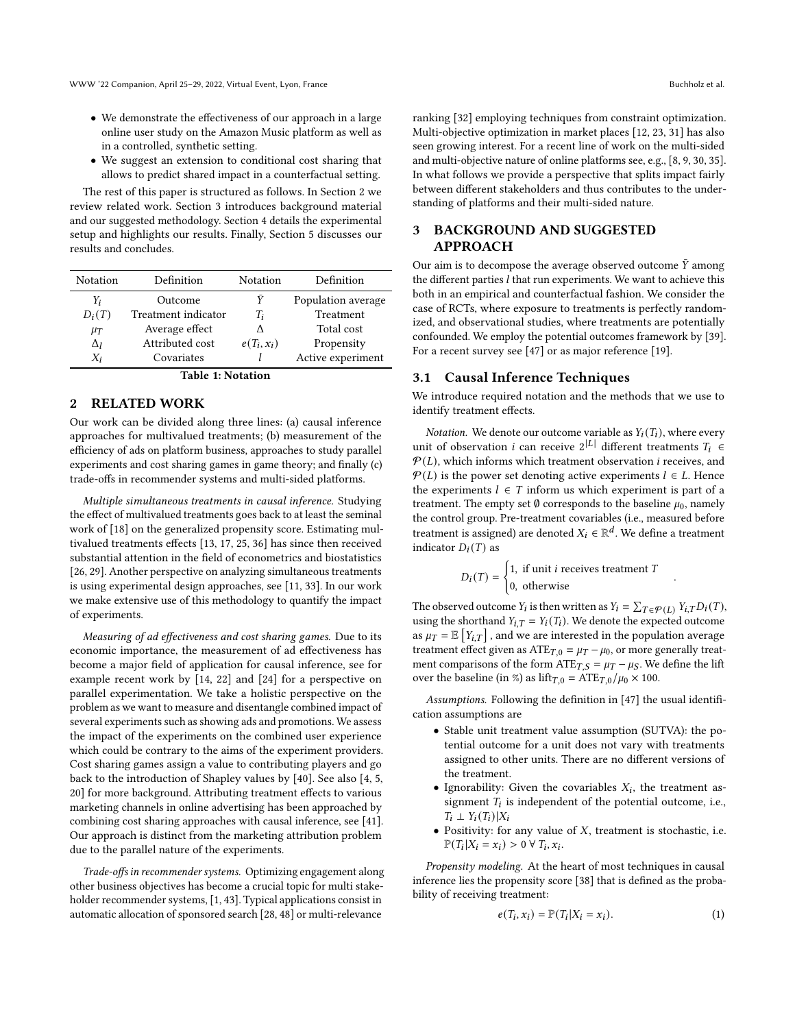- We demonstrate the effectiveness of our approach in a large online user study on the Amazon Music platform as well as in a controlled, synthetic setting.
- We suggest an extension to conditional cost sharing that allows to predict shared impact in a counterfactual setting.

The rest of this paper is structured as follows. In Section 2 we review related work. Section 3 introduces background material and our suggested methodology. Section 4 details the experimental setup and highlights our results. Finally, Section 5 discusses our results and concludes.

| Notation | Definition | Notation | Definition |
|---|---|---|---|
| $Y_i$ | Outcome | $\bar{Y}$ | Population average |
| $D_i(T)$ | Treatment indicator | $T_i$ | Treatment |
| $\mu_T$ | Average effect | $\Delta$ | Total cost |
| $\Delta_l$ | Attributed cost | $e(T_i, x_i)$ | Propensity |
| $X_i$ | Covariates | $l$ | Active experiment |

**Table 1: Notation**

## 2 RELATED WORK

Our work can be divided along three lines: (a) causal inference approaches for multivalued treatments; (b) measurement of the efficiency of ads on platform business, approaches to study parallel experiments and cost sharing games in game theory; and finally (c) trade-offs in recommender systems and multi-sided platforms.

*Multiple simultaneous treatments in causal inference.* Studying the effect of multivalued treatments goes back to at least the seminal work of [18] on the generalized propensity score. Estimating multivalued treatments effects [13, 17, 25, 36] has since then received substantial attention in the field of econometrics and biostatistics [26, 29]. Another perspective on analyzing simultaneous treatments is using experimental design approaches, see [11, 33]. In our work we make extensive use of this methodology to quantify the impact of experiments.

*Measuring of ad effectiveness and cost sharing games.* Due to its economic importance, the measurement of ad effectiveness has become a major field of application for causal inference, see for example recent work by [14, 22] and [24] for a perspective on parallel experimentation. We take a holistic perspective on the problem as we want to measure and disentangle combined impact of several experiments such as showing ads and promotions. We assess the impact of the experiments on the combined user experience which could be contrary to the aims of the experiment providers. Cost sharing games assign a value to contributing players and go back to the introduction of Shapley values by [40]. See also [4, 5, 20] for more background. Attributing treatment effects to various marketing channels in online advertising has been approached by combining cost sharing approaches with causal inference, see [41]. Our approach is distinct from the marketing attribution problem due to the parallel nature of the experiments.

*Trade-offs in recommender systems.* Optimizing engagement along other business objectives has become a crucial topic for multi stakeholder recommender systems, [1, 43]. Typical applications consist in automatic allocation of sponsored search [28, 48] or multi-relevance ranking [32] employing techniques from constraint optimization. Multi-objective optimization in market places [12, 23, 31] has also seen growing interest. For a recent line of work on the multi-sided and multi-objective nature of online platforms see, e.g., [8, 9, 30, 35]. In what follows we provide a perspective that splits impact fairly between different stakeholders and thus contributes to the understanding of platforms and their multi-sided nature.

## 3 BACKGROUND AND SUGGESTED APPROACH

Our aim is to decompose the average observed outcome $\bar{Y}$ among the different parties $l$ that run experiments. We want to achieve this both in an empirical and counterfactual fashion. We consider the case of RCTs, where exposure to treatments is perfectly randomized, and observational studies, where treatments are potentially confounded. We employ the potential outcomes framework by [39]. For a recent survey see [47] or as major reference [19].

### 3.1 Causal Inference Techniques

We introduce required notation and the methods that we use to identify treatment effects.

*Notation.* We denote our outcome variable as $Y_i(T_i)$, where every unit of observation $i$ can receive $2^{|L|}$ different treatments $T_i \in \mathcal{P}(L)$, which informs which treatment observation $i$ receives, and $\mathcal{P}(L)$ is the power set denoting active experiments $l \in L$. Hence the experiments $l \in T$ inform us which experiment is part of a treatment. The empty set $\emptyset$ corresponds to the baseline $\mu_0$, namely the control group. Pre-treatment covariables (i.e., measured before treatment is assigned) are denoted $X_i \in \mathbb{R}^d$. We define a treatment indicator $D_i(T)$ as

$$D_i(T) = \begin{cases} 1, & \text{if unit } i \text{ receives treatment } T \\ 0, & \text{otherwise} \end{cases} .$$

The observed outcome $Y_i$ is then written as $Y_i = \sum_{T \in \mathcal{P}(L)} Y_{i,T} D_i(T)$, using the shorthand $Y_{i,T} = Y_i(T_i)$. We denote the expected outcome as $\mu_T = \mathbb{E}\left[Y_{i,T}\right]$, and we are interested in the population average treatment effect given as $\text{ATE}_{T,0} = \mu_T - \mu_0$, or more generally treatment comparisons of the form $\text{ATE}_{T,S} = \mu_T - \mu_S$. We define the lift over the baseline (in %) as $\text{lift}_{T,0} = \text{ATE}_{T,0}/\mu_0 \times 100$.

*Assumptions.* Following the definition in [47] the usual identification assumptions are

- Stable unit treatment value assumption (SUTVA): the potential outcome for a unit does not vary with treatments assigned to other units. There are no different versions of the treatment.
- Ignorability: Given the covariables $X_i$, the treatment assignment $T_i$ is independent of the potential outcome, i.e., $T_i \perp Y_i(T_i)|X_i$
- Positivity: for any value of $X$, treatment is stochastic, i.e. $\mathbb{P}(T_i|X_i = x_i) > 0 \; \forall \; T_i, x_i$.

*Propensity modeling.* At the heart of most techniques in causal inference lies the propensity score [38] that is defined as the probability of receiving treatment:

$$e(T_i, x_i) = \mathbb{P}(T_i|X_i = x_i). \tag{1}$$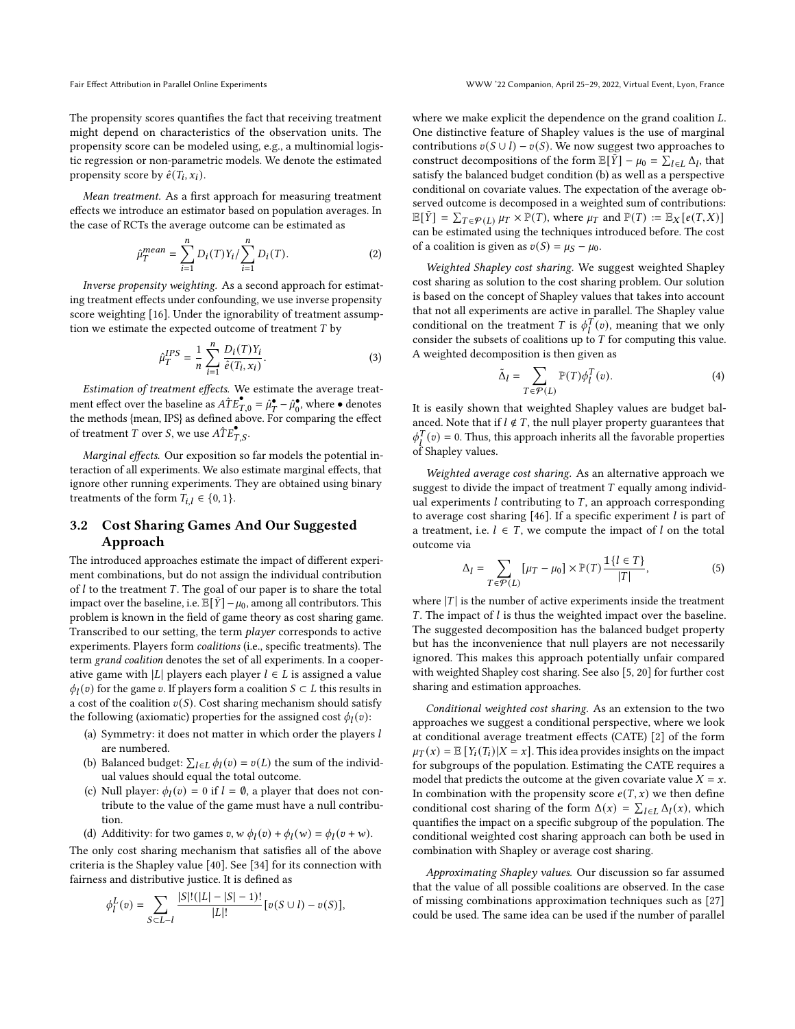The propensity scores quantifies the fact that receiving treatment might depend on characteristics of the observation units. The propensity score can be modeled using, e.g., a multinomial logistic regression or non-parametric models. We denote the estimated propensity score by $\hat{e}(T_i, x_i)$.

*Mean treatment.* As a first approach for measuring treatment effects we introduce an estimator based on population averages. In the case of RCTs the average outcome can be estimated as

$$\hat{\mu}_T^{mean} = \sum_{i=1}^{n} D_i(T) Y_i / \sum_{i=1}^{n} D_i(T). \tag{2}$$

*Inverse propensity weighting.* As a second approach for estimating treatment effects under confounding, we use inverse propensity score weighting [16]. Under the ignorability of treatment assumption we estimate the expected outcome of treatment $T$ by

$$\hat{\mu}_T^{IPS} = \frac{1}{n} \sum_{i=1}^{n} \frac{D_i(T) Y_i}{\hat{e}(T_i, x_i)}. \tag{3}$$

*Estimation of treatment effects.* We estimate the average treatment effect over the baseline as $A\hat{T}E_{T,0}^{\bullet} = \hat{\mu}_T^{\bullet} - \hat{\mu}_0^{\bullet}$, where $\bullet$ denotes the methods {mean, IPS} as defined above. For comparing the effect of treatment $T$ over $S$, we use $A\hat{T}E_{T,S}^{\bullet}$.

*Marginal effects.* Our exposition so far models the potential interaction of all experiments. We also estimate marginal effects, that ignore other running experiments. They are obtained using binary treatments of the form $T_{i,l} \in \{0, 1\}$.

## 3.2 Cost Sharing Games And Our Suggested Approach

The introduced approaches estimate the impact of different experiment combinations, but do not assign the individual contribution of $l$ to the treatment $T$. The goal of our paper is to share the total impact over the baseline, i.e. $\mathbb{E}[\bar{Y}] - \mu_0$, among all contributors. This problem is known in the field of game theory as cost sharing game. Transcribed to our setting, the term *player* corresponds to active experiments. Players form *coalitions* (i.e., specific treatments). The term *grand coalition* denotes the set of all experiments. In a cooperative game with $|L|$ players each player $l \in L$ is assigned a value $\phi_l(v)$ for the game $v$. If players form a coalition $S \subset L$ this results in a cost of the coalition $v(S)$. Cost sharing mechanism should satisfy the following (axiomatic) properties for the assigned cost $\phi_l(v)$:

(a) Symmetry: it does not matter in which order the players $l$ are numbered.
(b) Balanced budget: $\sum_{l \in L} \phi_l(v) = v(L)$ the sum of the individual values should equal the total outcome.
(c) Null player: $\phi_l(v) = 0$ if $l = \emptyset$, a player that does not contribute to the value of the game must have a null contribution.
(d) Additivity: for two games $v, w$ $\phi_l(v) + \phi_l(w) = \phi_l(v + w)$.

The only cost sharing mechanism that satisfies all of the above criteria is the Shapley value [40]. See [34] for its connection with fairness and distributive justice. It is defined as

$$\phi_l^L(v) = \sum_{S \subset L - l} \frac{|S|!(|L| - |S| - 1)!}{|L|!} [v(S \cup l) - v(S)],$$

where we make explicit the dependence on the grand coalition $L$. One distinctive feature of Shapley values is the use of marginal contributions $v(S \cup l) - v(S)$. We now suggest two approaches to construct decompositions of the form $\mathbb{E}[\bar{Y}] - \mu_0 = \sum_{l \in L} \Delta_l$, that satisfy the balanced budget condition (b) as well as a perspective conditional on covariate values. The expectation of the average observed outcome is decomposed in a weighted sum of contributions: $\mathbb{E}[\bar{Y}] = \sum_{T \in \mathcal{P}(L)} \mu_T \times \mathbb{P}(T)$, where $\mu_T$ and $\mathbb{P}(T) := \mathbb{E}_X[e(T, X)]$ can be estimated using the techniques introduced before. The cost of a coalition is given as $v(S) = \mu_S - \mu_0$.

*Weighted Shapley cost sharing.* We suggest weighted Shapley cost sharing as solution to the cost sharing problem. Our solution is based on the concept of Shapley values that takes into account that not all experiments are active in parallel. The Shapley value conditional on the treatment $T$ is $\phi_l^T(v)$, meaning that we only consider the subsets of coalitions up to $T$ for computing this value. A weighted decomposition is then given as

$$\tilde{\Delta}_l = \sum_{T \in \mathcal{P}(L)} \mathbb{P}(T) \phi_l^T(v). \tag{4}$$

It is easily shown that weighted Shapley values are budget balanced. Note that if $l \notin T$, the null player property guarantees that $\phi_l^T(v) = 0$. Thus, this approach inherits all the favorable properties of Shapley values.

*Weighted average cost sharing.* As an alternative approach we suggest to divide the impact of treatment $T$ equally among individual experiments $l$ contributing to $T$, an approach corresponding to average cost sharing [46]. If a specific experiment $l$ is part of a treatment, i.e. $l \in T$, we compute the impact of $l$ on the total outcome via

$$\Delta_l = \sum_{T \in \mathcal{P}(L)} [\mu_T - \mu_0] \times \mathbb{P}(T) \frac{\mathbb{1}\{l \in T\}}{|T|}, \tag{5}$$

where $|T|$ is the number of active experiments inside the treatment $T$. The impact of $l$ is thus the weighted impact over the baseline. The suggested decomposition has the balanced budget property but has the inconvenience that null players are not necessarily ignored. This makes this approach potentially unfair compared with weighted Shapley cost sharing. See also [5, 20] for further cost sharing and estimation approaches.

*Conditional weighted cost sharing.* As an extension to the two approaches we suggest a conditional perspective, where we look at conditional average treatment effects (CATE) [2] of the form $\mu_T(x) = \mathbb{E}[Y_i(T_i) | X = x]$. This idea provides insights on the impact for subgroups of the population. Estimating the CATE requires a model that predicts the outcome at the given covariate value $X = x$. In combination with the propensity score $e(T, x)$ we then define conditional cost sharing of the form $\Delta(x) = \sum_{l \in L} \Delta_l(x)$, which quantifies the impact on a specific subgroup of the population. The conditional weighted cost sharing approach can both be used in combination with Shapley or average cost sharing.

*Approximating Shapley values.* Our discussion so far assumed that the value of all possible coalitions are observed. In the case of missing combinations approximation techniques such as [27] could be used. The same idea can be used if the number of parallel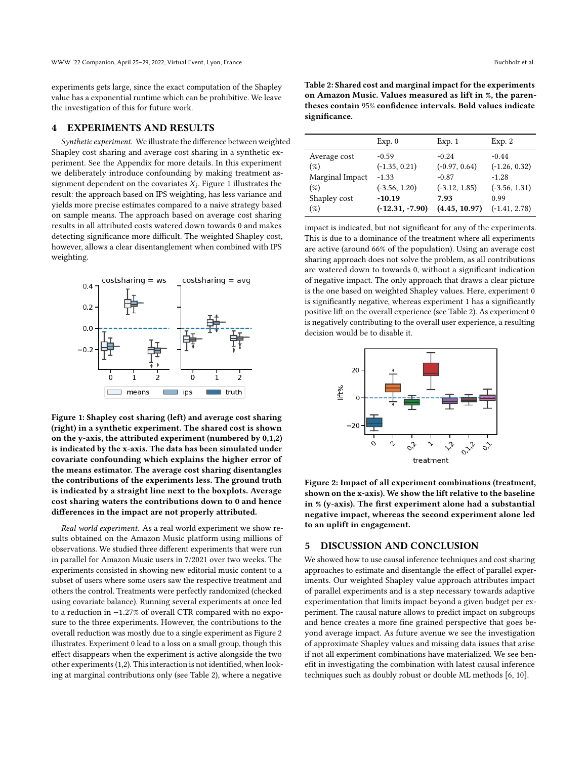experiments gets large, since the exact computation of the Shapley value has a exponential runtime which can be prohibitive. We leave the investigation of this for future work.

## 4 EXPERIMENTS AND RESULTS

*Synthetic experiment.* We illustrate the difference between weighted Shapley cost sharing and average cost sharing in a synthetic experiment. See the Appendix for more details. In this experiment we deliberately introduce confounding by making treatment assignment dependent on the covariates $X_i$. Figure 1 illustrates the result: the approach based on IPS weighting, has less variance and yields more precise estimates compared to a naive strategy based on sample means. The approach based on average cost sharing results in all attributed costs watered down towards 0 and makes detecting significance more difficult. The weighted Shapley cost, however, allows a clear disentanglement when combined with IPS weighting.

**Figure 1: Shapley cost sharing (left) and average cost sharing (right) in a synthetic experiment. The shared cost is shown on the y-axis, the attributed experiment (numbered by 0,1,2) is indicated by the x-axis. The data has been simulated under covariate confounding which explains the higher error of the means estimator. The average cost sharing disentangles the contributions of the experiments less. The ground truth is indicated by a straight line next to the boxplots. Average cost sharing waters the contributions down to 0 and hence differences in the impact are not properly attributed.**

*Real world experiment.* As a real world experiment we show results obtained on the Amazon Music platform using millions of observations. We studied three different experiments that were run in parallel for Amazon Music users in 7/2021 over two weeks. The experiments consisted in showing new editorial music content to a subset of users where some users saw the respective treatment and others the control. Treatments were perfectly randomized (checked using covariate balance). Running several experiments at once led to a reduction in −1.27% of overall CTR compared with no exposure to the three experiments. However, the contributions to the overall reduction was mostly due to a single experiment as Figure 2 illustrates. Experiment 0 lead to a loss on a small group, though this effect disappears when the experiment is active alongside the two other experiments (1,2). This interaction is not identified, when looking at marginal contributions only (see Table 2), where a negative impact is indicated, but not significant for any of the experiments. This is due to a dominance of the treatment where all experiments are active (around 66% of the population). Using an average cost sharing approach does not solve the problem, as all contributions are watered down to towards 0, without a significant indication of negative impact. The only approach that draws a clear picture is the one based on weighted Shapley values. Here, experiment 0 is significantly negative, whereas experiment 1 has a significantly positive lift on the overall experience (see Table 2). As experiment 0 is negatively contributing to the overall user experience, a resulting decision would be to disable it.

**Table 2: Shared cost and marginal impact for the experiments on Amazon Music. Values measured as lift in %, the parentheses contain 95% confidence intervals. Bold values indicate significance.**

| | Exp. 0 | Exp. 1 | Exp. 2 |
|---|---|---|---|
| Average cost | -0.59 | -0.24 | -0.44 |
| (%) | (-1.35, 0.21) | (-0.97, 0.64) | (-1.26, 0.32) |
| Marginal Impact | -1.33 | -0.87 | -1.28 |
| (%) | (-3.56, 1.20) | (-3.12, 1.85) | (-3.56, 1.31) |
| Shapley cost | **-10.19** | **7.93** | 0.99 |
| (%) | **(-12.31, -7.90)** | **(4.45, 10.97)** | (-1.41, 2.78) |

**Figure 2: Impact of all experiment combinations (treatment, shown on the x-axis). We show the lift relative to the baseline in % (y-axis). The first experiment alone had a substantial negative impact, whereas the second experiment alone led to an uplift in engagement.**

## 5 DISCUSSION AND CONCLUSION

We showed how to use causal inference techniques and cost sharing approaches to estimate and disentangle the effect of parallel experiments. Our weighted Shapley value approach attributes impact of parallel experiments and is a step necessary towards adaptive experimentation that limits impact beyond a given budget per experiment. The causal nature allows to predict impact on subgroups and hence creates a more fine grained perspective that goes beyond average impact. As future avenue we see the investigation of approximate Shapley values and missing data issues that arise if not all experiment combinations have materialized. We see benefit in investigating the combination with latest causal inference techniques such as doubly robust or double ML methods [6, 10].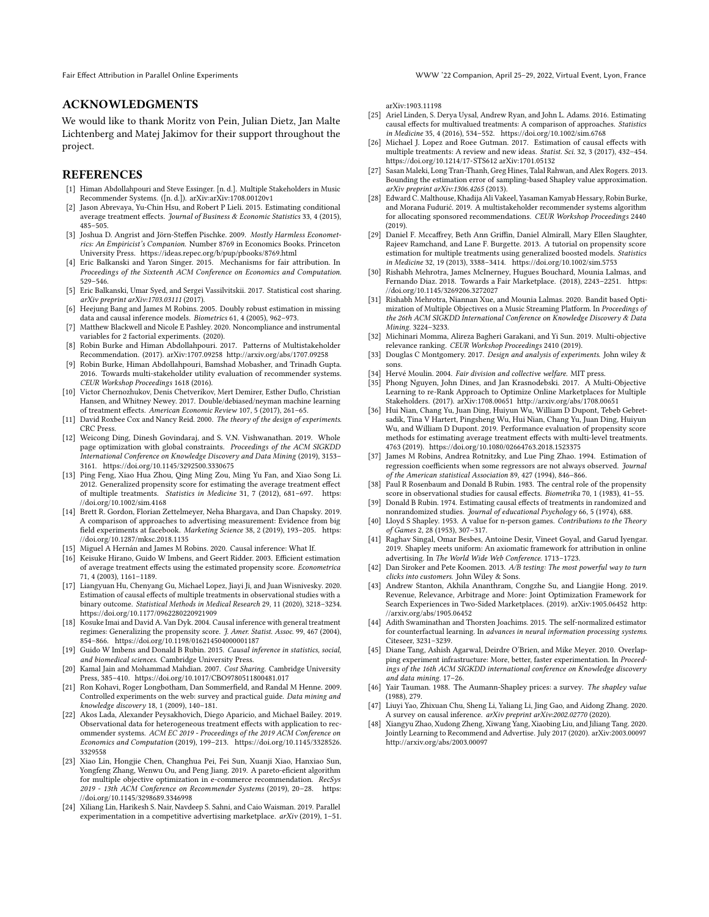## ACKNOWLEDGMENTS

We would like to thank Moritz von Pein, Julian Dietz, Jan Malte Lichtenberg and Matej Jakimov for their support throughout the project.

## REFERENCES

- [1] Himan Abdollahpouri and Steve Essinger. [n. d.]. Multiple Stakeholders in Music Recommender Systems. ([n. d.]). arXiv:arXiv:1708.00120v1
- [2] Jason Abrevaya, Yu-Chin Hsu, and Robert P Lieli. 2015. Estimating conditional average treatment effects. *Journal of Business & Economic Statistics* 33, 4 (2015), 485–505.
- [3] Joshua D. Angrist and Jörn-Steffen Pischke. 2009. *Mostly Harmless Econometrics: An Empiricist's Companion.* Number 8769 in Economics Books. Princeton University Press. https://ideas.repec.org/b/pup/pbooks/8769.html
- [4] Eric Balkanski and Yaron Singer. 2015. Mechanisms for fair attribution. In *Proceedings of the Sixteenth ACM Conference on Economics and Computation.* 529–546.
- [5] Eric Balkanski, Umar Syed, and Sergei Vassilvitskii. 2017. Statistical cost sharing. *arXiv preprint arXiv:1703.03111* (2017).
- [6] Heejung Bang and James M Robins. 2005. Doubly robust estimation in missing data and causal inference models. *Biometrics* 61, 4 (2005), 962–973.
- [7] Matthew Blackwell and Nicole E Pashley. 2020. Noncompliance and instrumental variables for 2 factorial experiments. (2020).
- [8] Robin Burke and Himan Abdollahpouri. 2017. Patterns of Multistakeholder Recommendation. (2017). arXiv:1707.09258 http://arxiv.org/abs/1707.09258
- [9] Robin Burke, Himan Abdollahpouri, Bamshad Mobasher, and Trinadh Gupta. 2016. Towards multi-stakeholder utility evaluation of recommender systems. *CEUR Workshop Proceedings* 1618 (2016).
- [10] Victor Chernozhukov, Denis Chetverikov, Mert Demirer, Esther Duflo, Christian Hansen, and Whitney Newey. 2017. Double/debiased/neyman machine learning of treatment effects. *American Economic Review* 107, 5 (2017), 261–65.
- [11] David Roxbee Cox and Nancy Reid. 2000. *The theory of the design of experiments.* CRC Press.
- [12] Weicong Ding, Dinesh Govindaraj, and S. V.N. Vishwanathan. 2019. Whole page optimization with global constraints. *Proceedings of the ACM SIGKDD International Conference on Knowledge Discovery and Data Mining* (2019), 3153–3161. https://doi.org/10.1145/3292500.3330675
- [13] Ping Feng, Xiao Hua Zhou, Qing Ming Zou, Ming Yu Fan, and Xiao Song Li. 2012. Generalized propensity score for estimating the average treatment effect of multiple treatments. *Statistics in Medicine* 31, 7 (2012), 681–697. https://doi.org/10.1002/sim.4168
- [14] Brett R. Gordon, Florian Zettelmeyer, Neha Bhargava, and Dan Chapsky. 2019. A comparison of approaches to advertising measurement: Evidence from big field experiments at facebook. *Marketing Science* 38, 2 (2019), 193–205. https://doi.org/10.1287/mksc.2018.1135
- [15] Miguel A Hernán and James M Robins. 2020. Causal inference: What If.
- [16] Keisuke Hirano, Guido W Imbens, and Geert Ridder. 2003. Efficient estimation of average treatment effects using the estimated propensity score. *Econometrica* 71, 4 (2003), 1161–1189.
- [17] Liangyuan Hu, Chenyang Gu, Michael Lopez, Jiayi Ji, and Juan Wisnivesky. 2020. Estimation of causal effects of multiple treatments in observational studies with a binary outcome. *Statistical Methods in Medical Research* 29, 11 (2020), 3218–3234. https://doi.org/10.1177/0962280220921909
- [18] Kosuke Imai and David A. Van Dyk. 2004. Causal inference with general treatment regimes: Generalizing the propensity score. *J. Amer. Statist. Assoc.* 99, 467 (2004), 854–866. https://doi.org/10.1198/016214504000001187
- [19] Guido W Imbens and Donald B Rubin. 2015. *Causal inference in statistics, social, and biomedical sciences.* Cambridge University Press.
- [20] Kamal Jain and Mohammad Mahdian. 2007. *Cost Sharing.* Cambridge University Press, 385–410. https://doi.org/10.1017/CBO9780511800481.017
- [21] Ron Kohavi, Roger Longbotham, Dan Sommerfield, and Randal M Henne. 2009. Controlled experiments on the web: survey and practical guide. *Data mining and knowledge discovery* 18, 1 (2009), 140–181.
- [22] Akos Lada, Alexander Peysakhovich, Diego Aparicio, and Michael Bailey. 2019. Observational data for heterogeneous treatment effects with application to recommender systems. *ACM EC 2019 - Proceedings of the 2019 ACM Conference on Economics and Computation* (2019), 199–213. https://doi.org/10.1145/3328526.3329558
- [23] Xiao Lin, Hongjie Chen, Changhua Pei, Fei Sun, Xuanji Xiao, Hanxiao Sun, Yongfeng Zhang, Wenwu Ou, and Peng Jiang. 2019. A pareto-eficient algorithm for multiple objective optimization in e-commerce recommendation. *RecSys 2019 - 13th ACM Conference on Recommender Systems* (2019), 20–28. https://doi.org/10.1145/3298689.3346998
- [24] Xiliang Lin, Harikesh S. Nair, Navdeep S. Sahni, and Caio Waisman. 2019. Parallel experimentation in a competitive advertising marketplace. *arXiv* (2019), 1–51. arXiv:1903.11198
- [25] Ariel Linden, S. Derya Uysal, Andrew Ryan, and John L. Adams. 2016. Estimating causal effects for multivalued treatments: A comparison of approaches. *Statistics in Medicine* 35, 4 (2016), 534–552. https://doi.org/10.1002/sim.6768
- [26] Michael J. Lopez and Roee Gutman. 2017. Estimation of causal effects with multiple treatments: A review and new ideas. *Statist. Sci.* 32, 3 (2017), 432–454. https://doi.org/10.1214/17-STS612 arXiv:1701.05132
- [27] Sasan Maleki, Long Tran-Thanh, Greg Hines, Talal Rahwan, and Alex Rogers. 2013. Bounding the estimation error of sampling-based Shapley value approximation. *arXiv preprint arXiv:1306.4265* (2013).
- [28] Edward C. Malthouse, Khadija Ali Vakeel, Yasaman Kamyab Hessary, Robin Burke, and Morana Fudurić. 2019. A multistakeholder recommender systems algorithm for allocating sponsored recommendations. *CEUR Workshop Proceedings* 2440 (2019).
- [29] Daniel F. Mccaffrey, Beth Ann Griffin, Daniel Almirall, Mary Ellen Slaughter, Rajeev Ramchand, and Lane F. Burgette. 2013. A tutorial on propensity score estimation for multiple treatments using generalized boosted models. *Statistics in Medicine* 32, 19 (2013), 3388–3414. https://doi.org/10.1002/sim.5753
- [30] Rishabh Mehrotra, James McInerney, Hugues Bouchard, Mounia Lalmas, and Fernando Diaz. 2018. Towards a Fair Marketplace. (2018), 2243–2251. https://doi.org/10.1145/3269206.3272027
- [31] Rishabh Mehrotra, Niannan Xue, and Mounia Lalmas. 2020. Bandit based Optimization of Multiple Objectives on a Music Streaming Platform. In *Proceedings of the 26th ACM SIGKDD International Conference on Knowledge Discovery & Data Mining.* 3224–3233.
- [32] Michinari Momma, Alireza Bagheri Garakani, and Yi Sun. 2019. Multi-objective relevance ranking. *CEUR Workshop Proceedings* 2410 (2019).
- [33] Douglas C Montgomery. 2017. *Design and analysis of experiments.* John wiley & sons.
- [34] Hervé Moulin. 2004. *Fair division and collective welfare.* MIT press.
- [35] Phong Nguyen, John Dines, and Jan Krasnodebski. 2017. A Multi-Objective Learning to re-Rank Approach to Optimize Online Marketplaces for Multiple Stakeholders. (2017). arXiv:1708.00651 http://arxiv.org/abs/1708.00651
- [36] Hui Nian, Chang Yu, Juan Ding, Huiyun Wu, William D Dupont, Tebeb Gebretsadik, Tina V Hartert, Pingsheng Wu, Hui Nian, Chang Yu, Juan Ding, Huiyun Wu, and William D Dupont. 2019. Performance evaluation of propensity score methods for estimating average treatment effects with multi-level treatments. 4763 (2019). https://doi.org/10.1080/02664763.2018.1523375
- [37] James M Robins, Andrea Rotnitzky, and Lue Ping Zhao. 1994. Estimation of regression coefficients when some regressors are not always observed. *Journal of the American statistical Association* 89, 427 (1994), 846–866.
- [38] Paul R Rosenbaum and Donald B Rubin. 1983. The central role of the propensity score in observational studies for causal effects. *Biometrika* 70, 1 (1983), 41–55.
- [39] Donald B Rubin. 1974. Estimating causal effects of treatments in randomized and nonrandomized studies. *Journal of educational Psychology* 66, 5 (1974), 688.
- [40] Lloyd S Shapley. 1953. A value for n-person games. *Contributions to the Theory of Games* 2, 28 (1953), 307–317.
- [41] Raghav Singal, Omar Besbes, Antoine Desir, Vineet Goyal, and Garud Iyengar. 2019. Shapley meets uniform: An axiomatic framework for attribution in online advertising. In *The World Wide Web Conference.* 1713–1723.
- [42] Dan Siroker and Pete Koomen. 2013. *A/B testing: The most powerful way to turn clicks into customers.* John Wiley & Sons.
- [43] Andrew Stanton, Akhila Ananthram, Congzhe Su, and Liangjie Hong. 2019. Revenue, Relevance, Arbitrage and More: Joint Optimization Framework for Search Experiences in Two-Sided Marketplaces. (2019). arXiv:1905.06452 http://arxiv.org/abs/1905.06452
- [44] Adith Swaminathan and Thorsten Joachims. 2015. The self-normalized estimator for counterfactual learning. In *advances in neural information processing systems.* Citeseer, 3231–3239.
- [45] Diane Tang, Ashish Agarwal, Deirdre O'Brien, and Mike Meyer. 2010. Overlapping experiment infrastructure: More, better, faster experimentation. In *Proceedings of the 16th ACM SIGKDD international conference on Knowledge discovery and data mining.* 17–26.
- [46] Yair Tauman. 1988. The Aumann-Shapley prices: a survey. *The shapley value* (1988), 279.
- [47] Liuyi Yao, Zhixuan Chu, Sheng Li, Yaliang Li, Jing Gao, and Aidong Zhang. 2020. A survey on causal inference. *arXiv preprint arXiv:2002.02770* (2020).
- [48] Xiangyu Zhao, Xudong Zheng, Xiwang Yang, Xiaobing Liu, and Jiliang Tang. 2020. Jointly Learning to Recommend and Advertise. July 2017 (2020). arXiv:2003.00097 http://arxiv.org/abs/2003.00097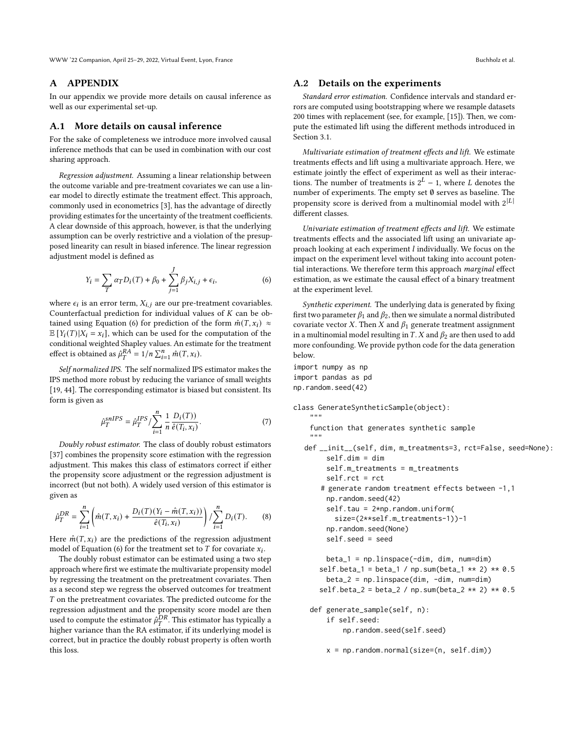# A APPENDIX

In our appendix we provide more details on causal inference as well as our experimental set-up.

## A.1 More details on causal inference

For the sake of completeness we introduce more involved causal inference methods that can be used in combination with our cost sharing approach.

*Regression adjustment.* Assuming a linear relationship between the outcome variable and pre-treatment covariates we can use a linear model to directly estimate the treatment effect. This approach, commonly used in econometrics [3], has the advantage of directly providing estimates for the uncertainty of the treatment coefficients. A clear downside of this approach, however, is that the underlying assumption can be overly restrictive and a violation of the presupposed linearity can result in biased inference. The linear regression adjustment model is defined as

$$Y_i = \sum_T \alpha_T D_i(T) + \beta_0 + \sum_{j=1}^{J} \beta_j X_{i,j} + \epsilon_i, \tag{6}$$

where $\epsilon_i$ is an error term, $X_{i,j}$ are our pre-treatment covariables. Counterfactual prediction for individual values of $K$ can be obtained using Equation (6) for prediction of the form $\hat{m}(T, x_i) \approx \mathbb{E}\left[Y_i(T)|X_i = x_i\right]$, which can be used for the computation of the conditional weighted Shapley values. An estimate for the treatment effect is obtained as $\hat{\mu}_T^{RA} = 1/n \sum_{i=1}^{n} \hat{m}(T, x_i)$.

*Self normalized IPS.* The self normalized IPS estimator makes the IPS method more robust by reducing the variance of small weights [19, 44]. The corresponding estimator is biased but consistent. Its form is given as

$$\hat{\mu}_T^{snIPS} = \hat{\mu}_T^{IPS} / \sum_{i=1}^{n} \frac{1}{n} \frac{D_i(T))}{\hat{e}(T_i, x_i)}. \tag{7}$$

*Doubly robust estimator.* The class of doubly robust estimators [37] combines the propensity score estimation with the regression adjustment. This makes this class of estimators correct if either the propensity score adjustment or the regression adjustment is incorrect (but not both). A widely used version of this estimator is given as

$$\hat{\mu}_T^{DR} = \sum_{i=1}^{n} \left( \hat{m}(T, x_i) + \frac{D_i(T)(Y_i - \hat{m}(T, x_i))}{\hat{e}(T_i, x_i)} \right) / \sum_{i=1}^{n} D_i(T). \tag{8}$$

Here $\hat{m}(T, x_i)$ are the predictions of the regression adjustment model of Equation (6) for the treatment set to $T$ for covariate $x_i$.

The doubly robust estimator can be estimated using a two step approach where first we estimate the multivariate propensity model by regressing the treatment on the pretreatment covariates. Then as a second step we regress the observed outcomes for treatment $T$ on the pretreatment covariates. The predicted outcome for the regression adjustment and the propensity score model are then used to compute the estimator $\hat{\mu}_T^{DR}$. This estimator has typically a higher variance than the RA estimator, if its underlying model is correct, but in practice the doubly robust property is often worth this loss.

## A.2 Details on the experiments

*Standard error estimation.* Confidence intervals and standard errors are computed using bootstrapping where we resample datasets 200 times with replacement (see, for example, [15]). Then, we compute the estimated lift using the different methods introduced in Section 3.1.

*Multivariate estimation of treatment effects and lift.* We estimate treatments effects and lift using a multivariate approach. Here, we estimate jointly the effect of experiment as well as their interactions. The number of treatments is $2^L - 1$, where $L$ denotes the number of experiments. The empty set $\emptyset$ serves as baseline. The propensity score is derived from a multinomial model with $2^{|L|}$ different classes.

*Univariate estimation of treatment effects and lift.* We estimate treatments effects and the associated lift using an univariate approach looking at each experiment $l$ individually. We focus on the impact on the experiment level without taking into account potential interactions. We therefore term this approach *marginal* effect estimation, as we estimate the causal effect of a binary treatment at the experiment level.

*Synthetic experiment.* The underlying data is generated by fixing first two parameter $\beta_1$ and $\beta_2$, then we simulate a normal distributed covariate vector $X$. Then $X$ and $\beta_1$ generate treatment assignment in a multinomial model resulting in $T$. $X$ and $\beta_2$ are then used to add more confounding. We provide python code for the data generation below.

```
import numpy as np
import pandas as pd
np.random.seed(42)

class GenerateSyntheticSample(object):
    """
    function that generates synthetic sample
    """
    def __init__(self, dim, m_treatments=3, rct=False, seed=None):
        self.dim = dim
        self.m_treatments = m_treatments
        self.rct = rct
        # generate random treatment effects between -1,1
        np.random.seed(42)
        self.tau = 2*np.random.uniform(
            size=(2**self.m_treatments-1))-1
        np.random.seed(None)
        self.seed = seed

        beta_1 = np.linspace(-dim, dim, num=dim)
        self.beta_1 = beta_1 / np.sum(beta_1 ** 2) ** 0.5
        beta_2 = np.linspace(dim, -dim, num=dim)
        self.beta_2 = beta_2 / np.sum(beta_2 ** 2) ** 0.5

    def generate_sample(self, n):
        if self.seed:
            np.random.seed(self.seed)

        x = np.random.normal(size=(n, self.dim))
```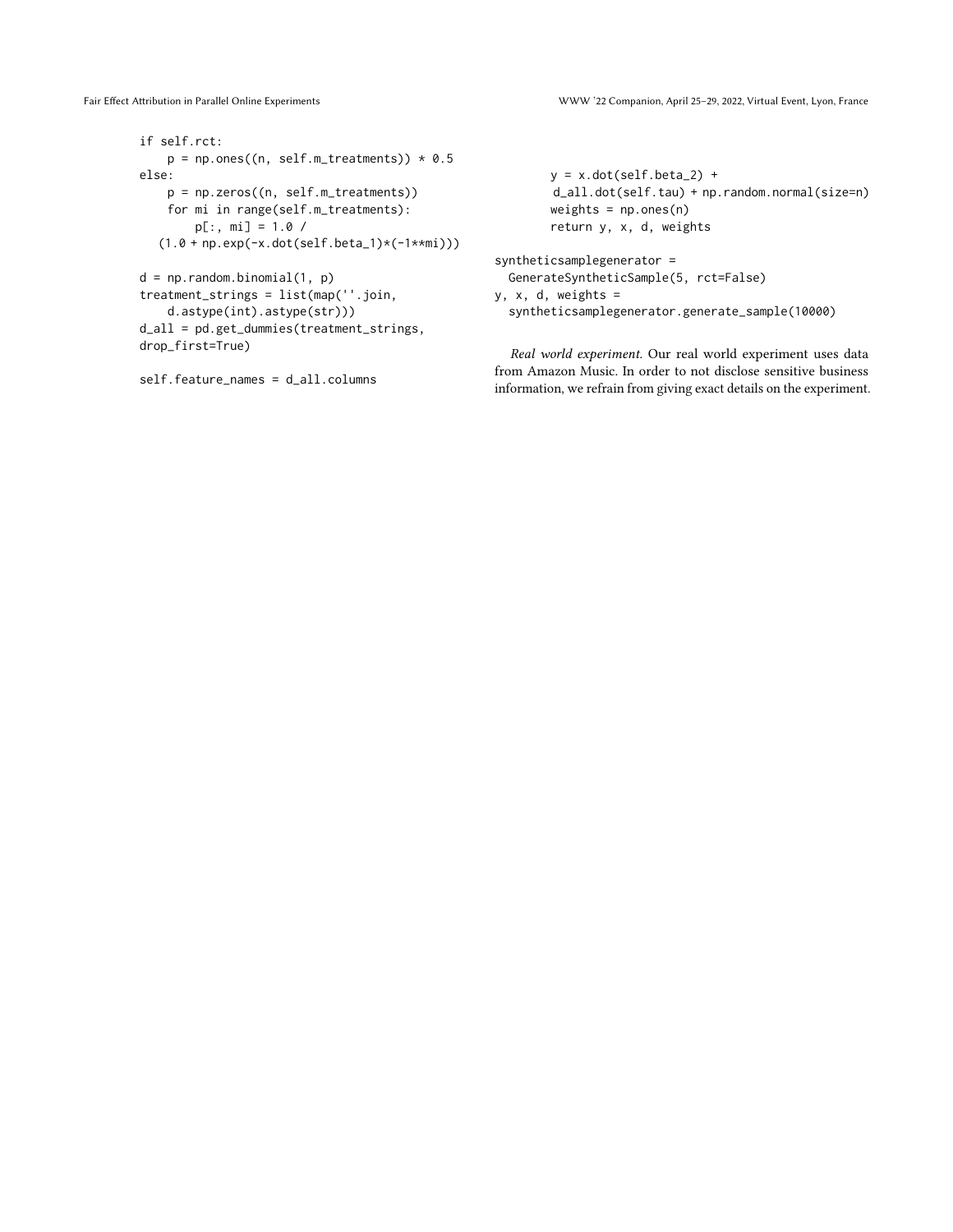```
if self.rct:
    p = np.ones((n, self.m_treatments)) * 0.5
else:
    p = np.zeros((n, self.m_treatments))
    for mi in range(self.m_treatments):
        p[:, mi] = 1.0 /
   (1.0 + np.exp(-x.dot(self.beta_1)*(-1**mi)))

d = np.random.binomial(1, p)
treatment_strings = list(map(''.join,
    d.astype(int).astype(str)))
d_all = pd.get_dummies(treatment_strings,
drop_first=True)

self.feature_names = d_all.columns
```

```
        y = x.dot(self.beta_2) +
        d_all.dot(self.tau) + np.random.normal(size=n)
        weights = np.ones(n)
        return y, x, d, weights

syntheticsamplegenerator =
  GenerateSyntheticSample(5, rct=False)
y, x, d, weights =
  syntheticsamplegenerator.generate_sample(10000)
```

*Real world experiment.* Our real world experiment uses data from Amazon Music. In order to not disclose sensitive business information, we refrain from giving exact details on the experiment.